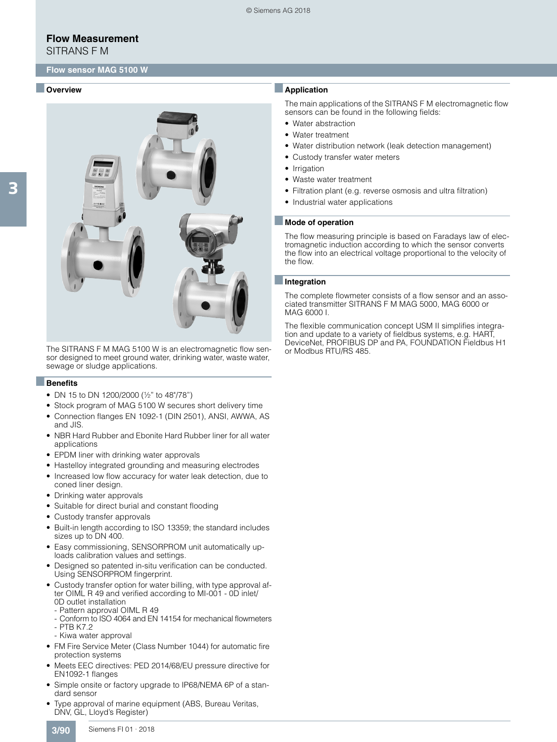# Flow Measurement

SITRANS F M

## Flow sensor MAG 5100 W

### Overview

The SITRANS F M MAG 5100 W is an electromagnetic flow sensor designed to meet ground water, drinking water, waste water, sewage or sludge applications.

### Benefits

- DN 15 to DN 1200/2000 (½" to 48"/78")
- Stock program of MAG 5100 W secures short delivery time
- Connection flanges EN 1092-1 (DIN 2501), ANSI, AWWA, AS and JIS.
- NBR Hard Rubber and Ebonite Hard Rubber liner for all water applications
- EPDM liner with drinking water approvals
- Hastelloy integrated grounding and measuring electrodes
- Increased low flow accuracy for water leak detection, due to coned liner design.
- Drinking water approvals
- Suitable for direct burial and constant flooding
- Custody transfer approvals
- Built-in length according to ISO 13359; the standard includes sizes up to DN 400.
- Easy commissioning, SENSORPROM unit automatically uploads calibration values and settings.
- Designed so patented in-situ verification can be conducted. Using SENSORPROM fingerprint.
- Custody transfer option for water billing, with type approval after OIML R 49 and verified according to MI-001 - 0D inlet/ 0D outlet installation
  - Pattern approval OIML R 49
  - Conform to ISO 4064 and EN 14154 for mechanical flowmeters
  - PTB K7.2
  - Kiwa water approval
- FM Fire Service Meter (Class Number 1044) for automatic fire protection systems
- Meets EEC directives: PED 2014/68/EU pressure directive for EN1092-1 flanges
- Simple onsite or factory upgrade to IP68/NEMA 6P of a standard sensor
- Type approval of marine equipment (ABS, Bureau Veritas, DNV, GL, Lloyd's Register)

### Application

The main applications of the SITRANS F M electromagnetic flow sensors can be found in the following fields:

- Water abstraction
- Water treatment
- Water distribution network (leak detection management)
- Custody transfer water meters
- Irrigation
- Waste water treatment
- Filtration plant (e.g. reverse osmosis and ultra filtration)
- Industrial water applications

### Mode of operation

The flow measuring principle is based on Faradays law of electromagnetic induction according to which the sensor converts the flow into an electrical voltage proportional to the velocity of the flow.

### Integration

The complete flowmeter consists of a flow sensor and an associated transmitter SITRANS F M MAG 5000, MAG 6000 or MAG 6000 I.

The flexible communication concept USM II simplifies integration and update to a variety of fieldbus systems, e.g. HART, DeviceNet, PROFIBUS DP and PA, FOUNDATION Fieldbus H1 or Modbus RTU/RS 485.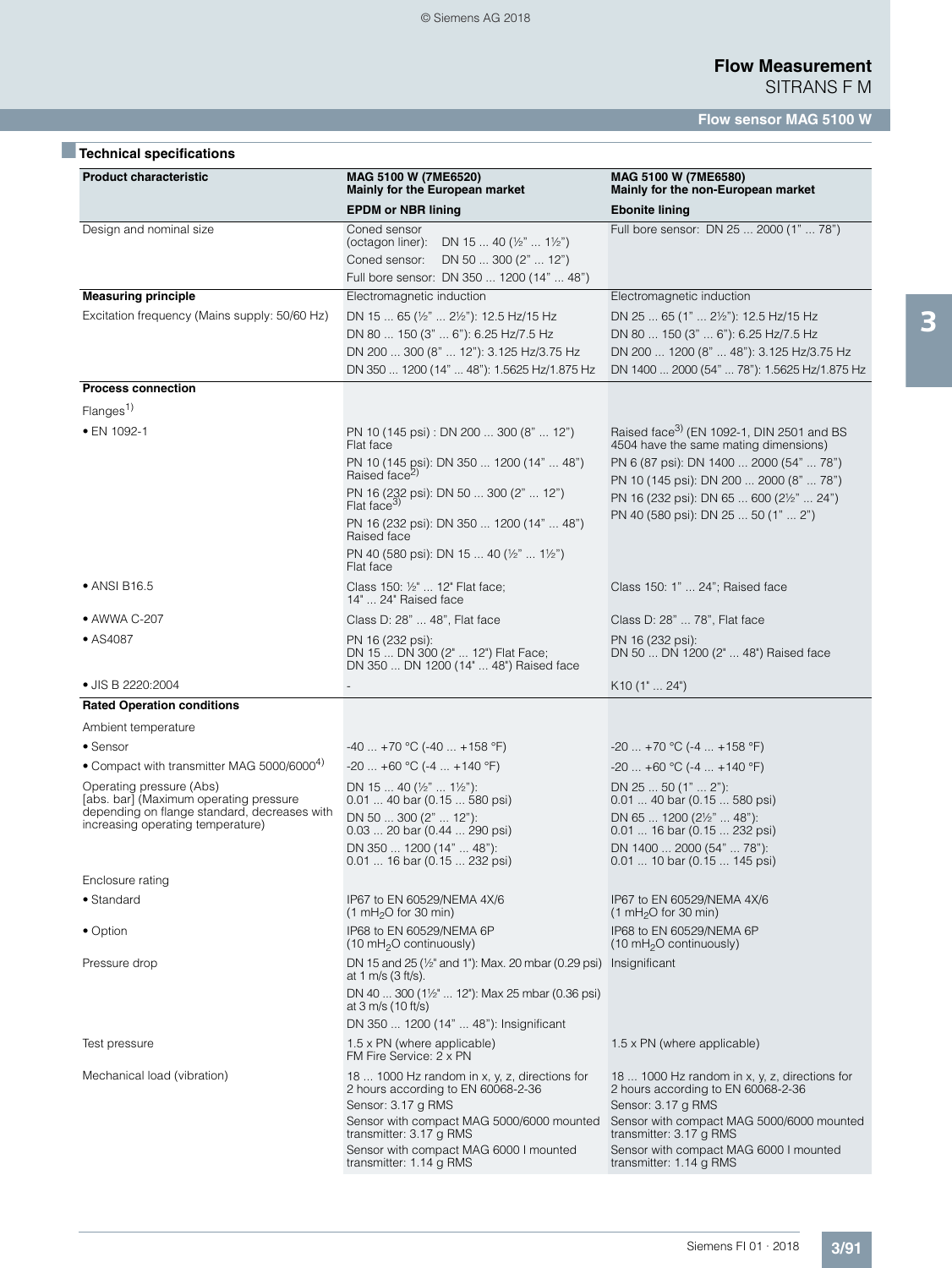## Technical specifications

| Product characteristic | MAG 5100 W (7ME6520) Mainly for the European market | MAG 5100 W (7ME6580) Mainly for the non-European market |
|---|---|---|
| | **EPDM or NBR lining** | **Ebonite lining** |
| Design and nominal size | Coned sensor (octagon liner): DN 15 ... 40 (½" ... 1½")<br>Coned sensor: DN 50 ... 300 (2" ... 12")<br>Full bore sensor: DN 350 ... 1200 (14" ... 48") | Full bore sensor: DN 25 ... 2000 (1" ... 78") |
| **Measuring principle** | Electromagnetic induction | Electromagnetic induction |
| Excitation frequency (Mains supply: 50/60 Hz) | DN 15 ... 65 (½" ... 2½"): 12.5 Hz/15 Hz<br>DN 80 ... 150 (3" ... 6"): 6.25 Hz/7.5 Hz<br>DN 200 ... 300 (8" ... 12"): 3.125 Hz/3.75 Hz<br>DN 350 ... 1200 (14" ... 48"): 1.5625 Hz/1.875 Hz | DN 25 ... 65 (1" ... 2½"): 12.5 Hz/15 Hz<br>DN 80 ... 150 (3" ... 6"): 6.25 Hz/7.5 Hz<br>DN 200 ... 1200 (8" ... 48"): 3.125 Hz/3.75 Hz<br>DN 1400 ... 2000 (54" ... 78"): 1.5625 Hz/1.875 Hz |
| **Process connection** | | |
| Flanges[1] | | |
| • EN 1092-1 | PN 10 (145 psi) : DN 200 ... 300 (8" ... 12") Flat face<br>PN 10 (145 psi): DN 350 ... 1200 (14" ... 48") Raised face[2]<br>PN 16 (232 psi): DN 50 ... 300 (2" ... 12") Flat face[3]<br>PN 16 (232 psi): DN 350 ... 1200 (14" ... 48") Raised face<br>PN 40 (580 psi): DN 15 ... 40 (½" ... 1½") Flat face | Raised face[3] (EN 1092-1, DIN 2501 and BS 4504 have the same mating dimensions)<br>PN 6 (87 psi): DN 1400 ... 2000 (54" ... 78")<br>PN 10 (145 psi): DN 200 ... 2000 (8" ... 78")<br>PN 16 (232 psi): DN 65 ... 600 (2½" ... 24")<br>PN 40 (580 psi): DN 25 ... 50 (1" ... 2") |
| • ANSI B16.5 | Class 150: ½" ... 12" Flat face;<br>14" ... 24" Raised face | Class 150: 1" ... 24"; Raised face |
| • AWWA C-207 | Class D: 28" ... 48", Flat face | Class D: 28" ... 78", Flat face |
| • AS4087 | PN 16 (232 psi):<br>DN 15 ... DN 300 (2" ... 12") Flat Face;<br>DN 350 ... DN 1200 (14" ... 48") Raised face | PN 16 (232 psi):<br>DN 50 ... DN 1200 (2" ... 48") Raised face |
| • JIS B 2220:2004 | - | K10 (1" ... 24") |
| **Rated Operation conditions** | | |
| Ambient temperature | | |
| • Sensor | -40 ... +70 °C (-40 ... +158 °F) | -20 ... +70 °C (-4 ... +158 °F) |
| • Compact with transmitter MAG 5000/6000[4] | -20 ... +60 °C (-4 ... +140 °F) | -20 ... +60 °C (-4 ... +140 °F) |
| Operating pressure (Abs) [abs. bar] (Maximum operating pressure depending on flange standard, decreases with increasing operating temperature) | DN 15 ... 40 (½" ... 1½"):<br>0.01 ... 40 bar (0.15 ... 580 psi)<br>DN 50 ... 300 (2" ... 12"):<br>0.03 ... 20 bar (0.44 ... 290 psi)<br>DN 350 ... 1200 (14" ... 48"):<br>0.01 ... 16 bar (0.15 ... 232 psi) | DN 25 ... 50 (1" ... 2"):<br>0.01 ... 40 bar (0.15 ... 580 psi)<br>DN 65 ... 1200 (2½" ... 48"):<br>0.01 ... 16 bar (0.15 ... 232 psi)<br>DN 1400 ... 2000 (54" ... 78"):<br>0.01 ... 10 bar (0.15 ... 145 psi) |
| Enclosure rating | | |
| • Standard | IP67 to EN 60529/NEMA 4X/6<br>(1 $mH_2O$ for 30 min) | IP67 to EN 60529/NEMA 4X/6<br>(1 $mH_2O$ for 30 min) |
| • Option | IP68 to EN 60529/NEMA 6P<br>(10 $mH_2O$ continuously) | IP68 to EN 60529/NEMA 6P<br>(10 $mH_2O$ continuously) |
| Pressure drop | DN 15 and 25 (½" and 1"): Max. 20 mbar (0.29 psi) at 1 m/s (3 ft/s).<br>DN 40 ... 300 (1½" ... 12"): Max 25 mbar (0.36 psi) at 3 m/s (10 ft/s)<br>DN 350 ... 1200 (14" ... 48"): Insignificant | Insignificant |
| Test pressure | 1.5 x PN (where applicable)<br>FM Fire Service: 2 x PN | 1.5 x PN (where applicable) |
| Mechanical load (vibration) | 18 ... 1000 Hz random in x, y, z, directions for 2 hours according to EN 60068-2-36<br>Sensor: 3.17 g RMS<br>Sensor with compact MAG 5000/6000 mounted transmitter: 3.17 g RMS<br>Sensor with compact MAG 6000 I mounted transmitter: 1.14 g RMS | 18 ... 1000 Hz random in x, y, z, directions for 2 hours according to EN 60068-2-36<br>Sensor: 3.17 g RMS<br>Sensor with compact MAG 5000/6000 mounted transmitter: 3.17 g RMS<br>Sensor with compact MAG 6000 I mounted transmitter: 1.14 g RMS |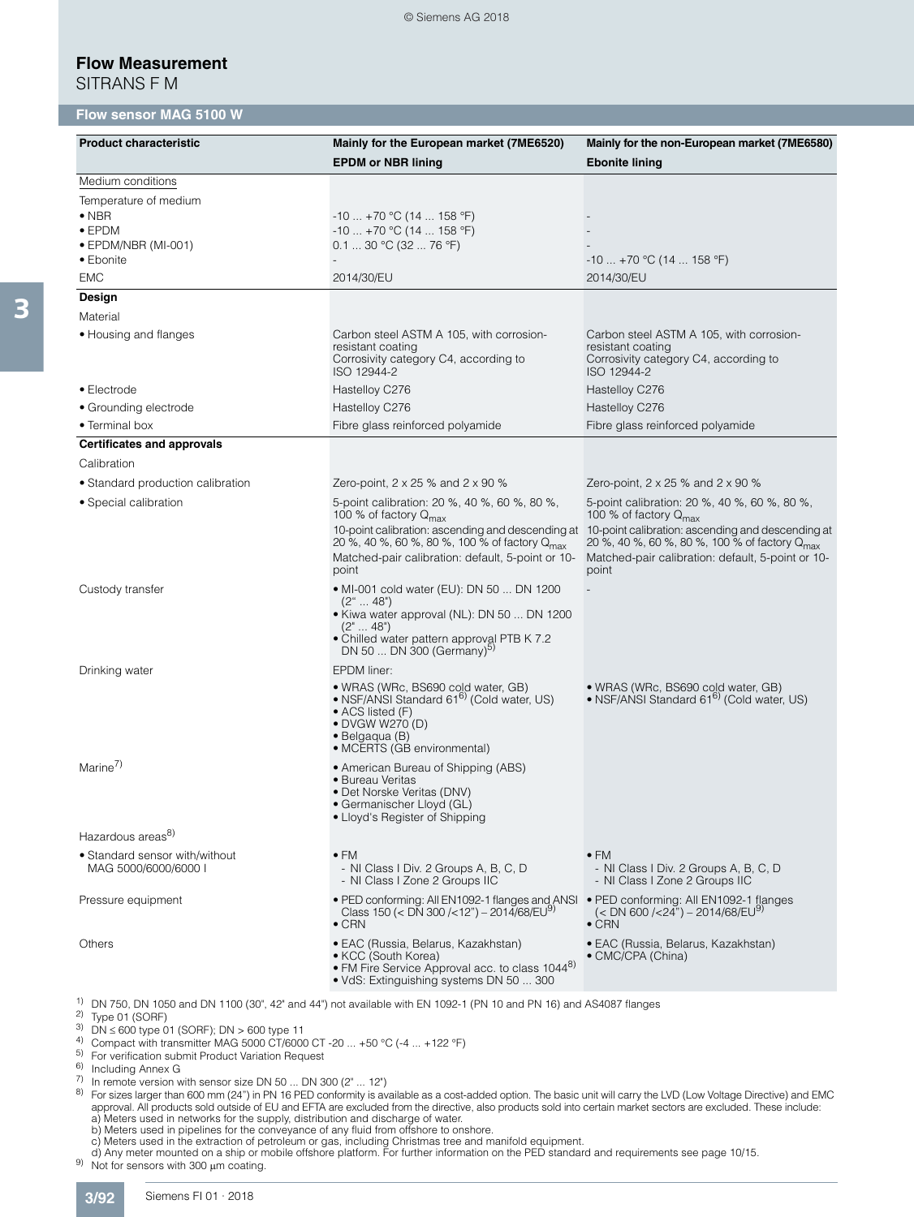## Flow Measurement

SITRANS F M

### Flow sensor MAG 5100 W

| Product characteristic | Mainly for the European market (7ME6520) | Mainly for the non-European market (7ME6580) |
|---|---|---|
| | **EPDM or NBR lining** | **Ebonite lining** |
| Medium conditions | | |
| Temperature of medium | | |
| • NBR | -10 ... +70 °C (14 ... 158 °F) | - |
| • EPDM | -10 ... +70 °C (14 ... 158 °F) | - |
| • EPDM/NBR (MI-001) | 0.1 ... 30 °C (32 ... 76 °F) | - |
| • Ebonite | - | -10 ... +70 °C (14 ... 158 °F) |
| EMC | 2014/30/EU | 2014/30/EU |
| **Design** | | |
| Material | | |
| • Housing and flanges | Carbon steel ASTM A 105, with corrosion-resistant coating<br>Corrosivity category C4, according to ISO 12944-2 | Carbon steel ASTM A 105, with corrosion-resistant coating<br>Corrosivity category C4, according to ISO 12944-2 |
| • Electrode | Hastelloy C276 | Hastelloy C276 |
| • Grounding electrode | Hastelloy C276 | Hastelloy C276 |
| • Terminal box | Fibre glass reinforced polyamide | Fibre glass reinforced polyamide |
| **Certificates and approvals** | | |
| Calibration | | |
| • Standard production calibration | Zero-point, 2 x 25 % and 2 x 90 % | Zero-point, 2 x 25 % and 2 x 90 % |
| • Special calibration | 5-point calibration: 20 %, 40 %, 60 %, 80 %, 100 % of factory $Q_{max}$<br>10-point calibration: ascending and descending at 20 %, 40 %, 60 %, 80 %, 100 % of factory $Q_{max}$<br>Matched-pair calibration: default, 5-point or 10-point | 5-point calibration: 20 %, 40 %, 60 %, 80 %, 100 % of factory $Q_{max}$<br>10-point calibration: ascending and descending at 20 %, 40 %, 60 %, 80 %, 100 % of factory $Q_{max}$<br>Matched-pair calibration: default, 5-point or 10-point |
| Custody transfer | • MI-001 cold water (EU): DN 50 ... DN 1200 (2" ... 48")<br>• Kiwa water approval (NL): DN 50 ... DN 1200 (2" ... 48")<br>• Chilled water pattern approval PTB K 7.2 DN 50 ... DN 300 (Germany)[5] | - |
| Drinking water | EPDM liner:<br>• WRAS (WRc, BS690 cold water, GB)<br>• NSF/ANSI Standard 61[6] (Cold water, US)<br>• ACS listed (F)<br>• DVGW W270 (D)<br>• Belgaqua (B)<br>• MCERTS (GB environmental) | • WRAS (WRc, BS690 cold water, GB)<br>• NSF/ANSI Standard 61[6] (Cold water, US) |
| Marine[7] | • American Bureau of Shipping (ABS)<br>• Bureau Veritas<br>• Det Norske Veritas (DNV)<br>• Germanischer Lloyd (GL)<br>• Lloyd's Register of Shipping | |
| Hazardous areas[8] | | |
| • Standard sensor with/without MAG 5000/6000/6000 I | • FM<br>- NI Class I Div. 2 Groups A, B, C, D<br>- NI Class I Zone 2 Groups IIC | • FM<br>- NI Class I Div. 2 Groups A, B, C, D<br>- NI Class I Zone 2 Groups IIC |
| Pressure equipment | • PED conforming: All EN1092-1 flanges and ANSI Class 150 (< DN 300 /<12") – 2014/68/EU[9]<br>• CRN | • PED conforming: All EN1092-1 flanges (< DN 600 /<24") – 2014/68/EU[9]<br>• CRN |
| Others | • EAC (Russia, Belarus, Kazakhstan)<br>• KCC (South Korea)<br>• FM Fire Service Approval acc. to class 1044[8]<br>• VdS: Extinguishing systems DN 50 ... 300 | • EAC (Russia, Belarus, Kazakhstan)<br>• CMC/CPA (China) |

[1] DN 750, DN 1050 and DN 1100 (30", 42" and 44") not available with EN 1092-1 (PN 10 and PN 16) and AS4087 flanges
[2] Type 01 (SORF)
[3] DN ≤ 600 type 01 (SORF); DN > 600 type 11
[4] Compact with transmitter MAG 5000 CT/6000 CT -20 ... +50 °C (-4 ... +122 °F)
[5] For verification submit Product Variation Request
[6] Including Annex G
[7] In remote version with sensor size DN 50 ... DN 300 (2" ... 12")
[8] For sizes larger than 600 mm (24") in PN 16 PED conformity is available as a cost-added option. The basic unit will carry the LVD (Low Voltage Directive) and EMC approval. All products sold outside of EU and EFTA are excluded from the directive, also products sold into certain market sectors are excluded. These include:
a) Meters used in networks for the supply, distribution and discharge of water.
b) Meters used in pipelines for the conveyance of any fluid from offshore to onshore.
c) Meters used in the extraction of petroleum or gas, including Christmas tree and manifold equipment.
d) Any meter mounted on a ship or mobile offshore platform. For further information on the PED standard and requirements see page 10/15.
[9] Not for sensors with 300 µm coating.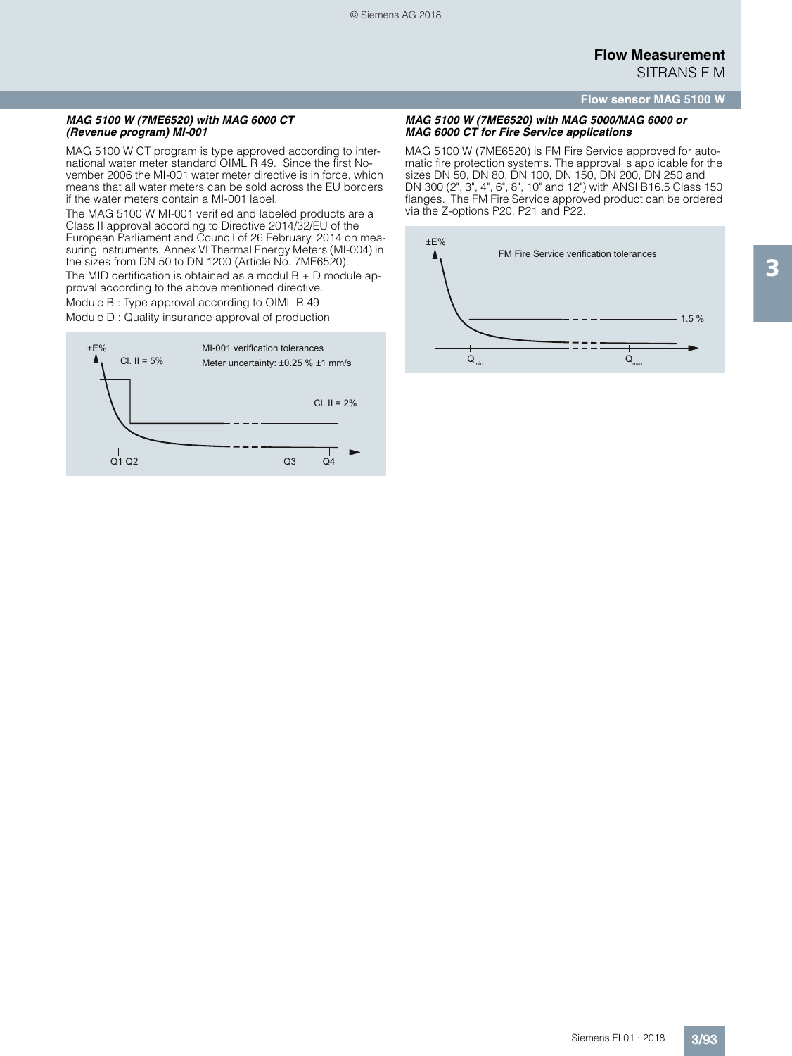#### *MAG 5100 W (7ME6520) with MAG 6000 CT (Revenue program) MI-001*

MAG 5100 W CT program is type approved according to international water meter standard OIML R 49. Since the first November 2006 the MI-001 water meter directive is in force, which means that all water meters can be sold across the EU borders if the water meters contain a MI-001 label.

The MAG 5100 W MI-001 verified and labeled products are a Class II approval according to Directive 2014/32/EU of the European Parliament and Council of 26 February, 2014 on measuring instruments, Annex VI Thermal Energy Meters (MI-004) in the sizes from DN 50 to DN 1200 (Article No. 7ME6520).

The MID certification is obtained as a modul B + D module approval according to the above mentioned directive.

Module B : Type approval according to OIML R 49

Module D : Quality insurance approval of production

±E% — MI-001 verification tolerances — Cl. II = 5% — Meter uncertainty: ±0.25 % ±1 mm/s — Cl. II = 2% — Q1 Q2 Q3 Q4

#### *MAG 5100 W (7ME6520) with MAG 5000/MAG 6000 or MAG 6000 CT for Fire Service applications*

MAG 5100 W (7ME6520) is FM Fire Service approved for automatic fire protection systems. The approval is applicable for the sizes DN 50, DN 80, DN 100, DN 150, DN 200, DN 250 and DN 300 (2", 3", 4", 6", 8", 10" and 12") with ANSI B16.5 Class 150 flanges. The FM Fire Service approved product can be ordered via the Z-options P20, P21 and P22.

±E% — FM Fire Service verification tolerances — 1.5 % — $Q_{min}$ — $Q_{max}$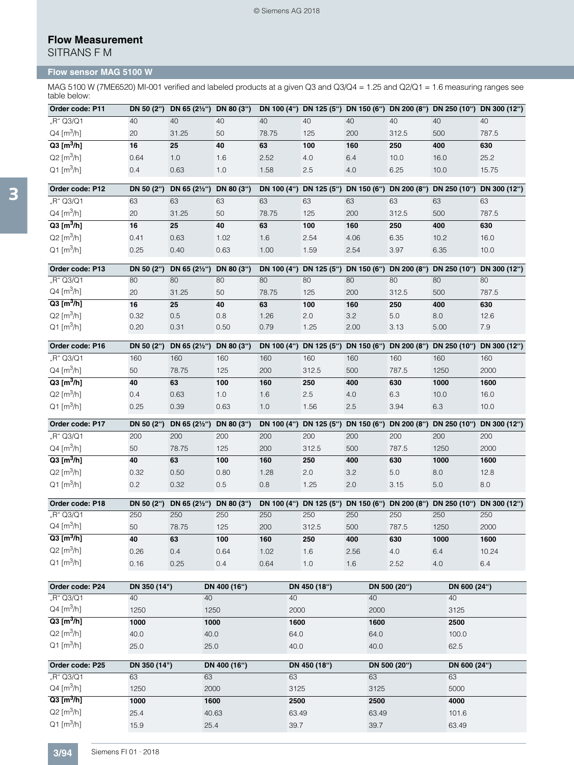# Flow Measurement

SITRANS F M

## Flow sensor MAG 5100 W

MAG 5100 W (7ME6520) MI-001 verified and labeled products at a given Q3 and Q3/Q4 = 1.25 and Q2/Q1 = 1.6 measuring ranges see table below:

| Order code: P11 | DN 50 (2") | DN 65 (2½") | DN 80 (3") | DN 100 (4") | DN 125 (5") | DN 150 (6") | DN 200 (8") | DN 250 (10") | DN 300 (12") |
|---|---|---|---|---|---|---|---|---|---|
| „R" Q3/Q1 | 40 | 40 | 40 | 40 | 40 | 40 | 40 | 40 | 40 |
| Q4 [$m^3/h$] | 20 | 31.25 | 50 | 78.75 | 125 | 200 | 312.5 | 500 | 787.5 |
| **Q3 [$m^3/h$]** | **16** | **25** | **40** | **63** | **100** | **160** | **250** | **400** | **630** |
| Q2 [$m^3/h$] | 0.64 | 1.0 | 1.6 | 2.52 | 4.0 | 6.4 | 10.0 | 16.0 | 25.2 |
| Q1 [$m^3/h$] | 0.4 | 0.63 | 1.0 | 1.58 | 2.5 | 4.0 | 6.25 | 10.0 | 15.75 |

| Order code: P12 | DN 50 (2") | DN 65 (2½") | DN 80 (3") | DN 100 (4") | DN 125 (5") | DN 150 (6") | DN 200 (8") | DN 250 (10") | DN 300 (12") |
|---|---|---|---|---|---|---|---|---|---|
| „R" Q3/Q1 | 63 | 63 | 63 | 63 | 63 | 63 | 63 | 63 | 63 |
| Q4 [$m^3/h$] | 20 | 31.25 | 50 | 78.75 | 125 | 200 | 312.5 | 500 | 787.5 |
| **Q3 [$m^3/h$]** | **16** | **25** | **40** | **63** | **100** | **160** | **250** | **400** | **630** |
| Q2 [$m^3/h$] | 0.41 | 0.63 | 1.02 | 1.6 | 2.54 | 4.06 | 6.35 | 10.2 | 16.0 |
| Q1 [$m^3/h$] | 0.25 | 0.40 | 0.63 | 1.00 | 1.59 | 2.54 | 3.97 | 6.35 | 10.0 |

| Order code: P13 | DN 50 (2") | DN 65 (2½") | DN 80 (3") | DN 100 (4") | DN 125 (5") | DN 150 (6") | DN 200 (8") | DN 250 (10") | DN 300 (12") |
|---|---|---|---|---|---|---|---|---|---|
| „R" Q3/Q1 | 80 | 80 | 80 | 80 | 80 | 80 | 80 | 80 | 80 |
| Q4 [$m^3/h$] | 20 | 31.25 | 50 | 78.75 | 125 | 200 | 312.5 | 500 | 787.5 |
| **Q3 [$m^3/h$]** | **16** | **25** | **40** | **63** | **100** | **160** | **250** | **400** | **630** |
| Q2 [$m^3/h$] | 0.32 | 0.5 | 0.8 | 1.26 | 2.0 | 3.2 | 5.0 | 8.0 | 12.6 |
| Q1 [$m^3/h$] | 0.20 | 0.31 | 0.50 | 0.79 | 1.25 | 2.00 | 3.13 | 5.00 | 7.9 |

| Order code: P16 | DN 50 (2") | DN 65 (2½") | DN 80 (3") | DN 100 (4") | DN 125 (5") | DN 150 (6") | DN 200 (8") | DN 250 (10") | DN 300 (12") |
|---|---|---|---|---|---|---|---|---|---|
| „R" Q3/Q1 | 160 | 160 | 160 | 160 | 160 | 160 | 160 | 160 | 160 |
| Q4 [$m^3/h$] | 50 | 78.75 | 125 | 200 | 312.5 | 500 | 787.5 | 1250 | 2000 |
| **Q3 [$m^3/h$]** | **40** | **63** | **100** | **160** | **250** | **400** | **630** | **1000** | **1600** |
| Q2 [$m^3/h$] | 0.4 | 0.63 | 1.0 | 1.6 | 2.5 | 4.0 | 6.3 | 10.0 | 16.0 |
| Q1 [$m^3/h$] | 0.25 | 0.39 | 0.63 | 1.0 | 1.56 | 2.5 | 3.94 | 6.3 | 10.0 |

| Order code: P17 | DN 50 (2") | DN 65 (2½") | DN 80 (3") | DN 100 (4") | DN 125 (5") | DN 150 (6") | DN 200 (8") | DN 250 (10") | DN 300 (12") |
|---|---|---|---|---|---|---|---|---|---|
| „R" Q3/Q1 | 200 | 200 | 200 | 200 | 200 | 200 | 200 | 200 | 200 |
| Q4 [$m^3/h$] | 50 | 78.75 | 125 | 200 | 312.5 | 500 | 787.5 | 1250 | 2000 |
| **Q3 [$m^3/h$]** | **40** | **63** | **100** | **160** | **250** | **400** | **630** | **1000** | **1600** |
| Q2 [$m^3/h$] | 0.32 | 0.50 | 0.80 | 1.28 | 2.0 | 3.2 | 5.0 | 8.0 | 12.8 |
| Q1 [$m^3/h$] | 0.2 | 0.32 | 0.5 | 0.8 | 1.25 | 2.0 | 3.15 | 5.0 | 8.0 |

| Order code: P18 | DN 50 (2") | DN 65 (2½") | DN 80 (3") | DN 100 (4") | DN 125 (5") | DN 150 (6") | DN 200 (8") | DN 250 (10") | DN 300 (12") |
|---|---|---|---|---|---|---|---|---|---|
| „R" Q3/Q1 | 250 | 250 | 250 | 250 | 250 | 250 | 250 | 250 | 250 |
| Q4 [$m^3/h$] | 50 | 78.75 | 125 | 200 | 312.5 | 500 | 787.5 | 1250 | 2000 |
| **Q3 [$m^3/h$]** | **40** | **63** | **100** | **160** | **250** | **400** | **630** | **1000** | **1600** |
| Q2 [$m^3/h$] | 0.26 | 0.4 | 0.64 | 1.02 | 1.6 | 2.56 | 4.0 | 6.4 | 10.24 |
| Q1 [$m^3/h$] | 0.16 | 0.25 | 0.4 | 0.64 | 1.0 | 1.6 | 2.52 | 4.0 | 6.4 |

| Order code: P24 | DN 350 (14") | DN 400 (16") | DN 450 (18") | DN 500 (20") | DN 600 (24") |
|---|---|---|---|---|---|
| „R" Q3/Q1 | 40 | 40 | 40 | 40 | 40 |
| Q4 [$m^3/h$] | 1250 | 1250 | 2000 | 2000 | 3125 |
| **Q3 [$m^3/h$]** | **1000** | **1000** | **1600** | **1600** | **2500** |
| Q2 [$m^3/h$] | 40.0 | 40.0 | 64.0 | 64.0 | 100.0 |
| Q1 [$m^3/h$] | 25.0 | 25.0 | 40.0 | 40.0 | 62.5 |

| Order code: P25 | DN 350 (14") | DN 400 (16") | DN 450 (18") | DN 500 (20") | DN 600 (24") |
|---|---|---|---|---|---|
| „R" Q3/Q1 | 63 | 63 | 63 | 63 | 63 |
| Q4 [$m^3/h$] | 1250 | 2000 | 3125 | 3125 | 5000 |
| **Q3 [$m^3/h$]** | **1000** | **1600** | **2500** | **2500** | **4000** |
| Q2 [$m^3/h$] | 25.4 | 40.63 | 63.49 | 63.49 | 101.6 |
| Q1 [$m^3/h$] | 15.9 | 25.4 | 39.7 | 39.7 | 63.49 |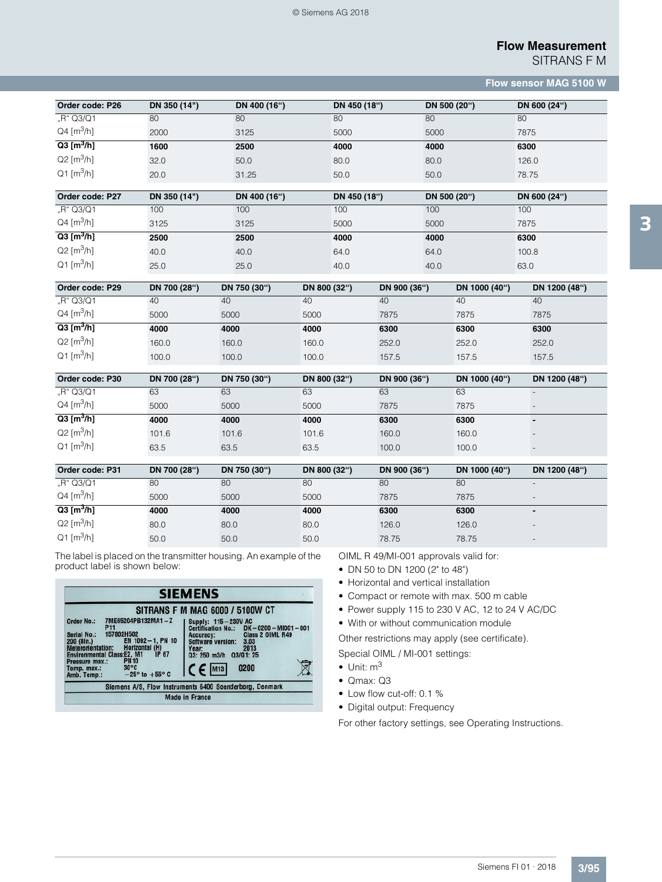| Order code: P26 | DN 350 (14") | DN 400 (16") | DN 450 (18") | DN 500 (20") | DN 600 (24") |
|---|---|---|---|---|---|
| „R" Q3/Q1 | 80 | 80 | 80 | 80 | 80 |
| Q4 [$m^3$/h] | 2000 | 3125 | 5000 | 5000 | 7875 |
| **Q3 [$m^3$/h]** | **1600** | **2500** | **4000** | **4000** | **6300** |
| Q2 [$m^3$/h] | 32.0 | 50.0 | 80.0 | 80.0 | 126.0 |
| Q1 [$m^3$/h] | 20.0 | 31.25 | 50.0 | 50.0 | 78.75 |

| Order code: P27 | DN 350 (14") | DN 400 (16") | DN 450 (18") | DN 500 (20") | DN 600 (24") |
|---|---|---|---|---|---|
| „R" Q3/Q1 | 100 | 100 | 100 | 100 | 100 |
| Q4 [$m^3$/h] | 3125 | 3125 | 5000 | 5000 | 7875 |
| **Q3 [$m^3$/h]** | **2500** | **2500** | **4000** | **4000** | **6300** |
| Q2 [$m^3$/h] | 40.0 | 40.0 | 64.0 | 64.0 | 100.8 |
| Q1 [$m^3$/h] | 25.0 | 25.0 | 40.0 | 40.0 | 63.0 |

| Order code: P29 | DN 700 (28") | DN 750 (30") | DN 800 (32") | DN 900 (36") | DN 1000 (40") | DN 1200 (48") |
|---|---|---|---|---|---|---|
| „R" Q3/Q1 | 40 | 40 | 40 | 40 | 40 | 40 |
| Q4 [$m^3$/h] | 5000 | 5000 | 5000 | 7875 | 7875 | 7875 |
| **Q3 [$m^3$/h]** | **4000** | **4000** | **4000** | **6300** | **6300** | **6300** |
| Q2 [$m^3$/h] | 160.0 | 160.0 | 160.0 | 252.0 | 252.0 | 252.0 |
| Q1 [$m^3$/h] | 100.0 | 100.0 | 100.0 | 157.5 | 157.5 | 157.5 |

| Order code: P30 | DN 700 (28") | DN 750 (30") | DN 800 (32") | DN 900 (36") | DN 1000 (40") | DN 1200 (48") |
|---|---|---|---|---|---|---|
| „R" Q3/Q1 | 63 | 63 | 63 | 63 | 63 | - |
| Q4 [$m^3$/h] | 5000 | 5000 | 5000 | 7875 | 7875 | - |
| **Q3 [$m^3$/h]** | **4000** | **4000** | **4000** | **6300** | **6300** | **-** |
| Q2 [$m^3$/h] | 101.6 | 101.6 | 101.6 | 160.0 | 160.0 | - |
| Q1 [$m^3$/h] | 63.5 | 63.5 | 63.5 | 100.0 | 100.0 | - |

| Order code: P31 | DN 700 (28") | DN 750 (30") | DN 800 (32") | DN 900 (36") | DN 1000 (40") | DN 1200 (48") |
|---|---|---|---|---|---|---|
| „R" Q3/Q1 | 80 | 80 | 80 | 80 | 80 | - |
| Q4 [$m^3$/h] | 5000 | 5000 | 5000 | 7875 | 7875 | - |
| **Q3 [$m^3$/h]** | **4000** | **4000** | **4000** | **6300** | **6300** | **-** |
| Q2 [$m^3$/h] | 80.0 | 80.0 | 80.0 | 126.0 | 126.0 | - |
| Q1 [$m^3$/h] | 50.0 | 50.0 | 50.0 | 78.75 | 78.75 | - |

The label is placed on the transmitter housing. An example of the product label is shown below:

SIEMENS

SITRANS F M MAG 6000 / 5100W CT

Order No.: 7ME65204PB132MA1 – Z P11
Serial No.: 157802H502
200 (8in.) EN 1092 – 1, PN 10
Meteorientation: Horizontal (H)
Environmental Class: E2, M1 IP 67
Pressure max.: PN10
Temp. max.: 30°C
Amb. Temp.: –25° to +55° C

Supply: 115 – 230V AC
Certification No.: DK – 0200 – MI001 – 001
Accuracy: Class 2 OIML R49
Software version: 3.03
Year: 2013
Q3: 250 m3/h Q3/Q1: 25

CE M13 0200

Siemens A/S, Flow Instruments 6400 Soenderborg, Denmark
Made in France

OIML R 49/MI-001 approvals valid for:

- DN 50 to DN 1200 (2" to 48")
- Horizontal and vertical installation
- Compact or remote with max. 500 m cable
- Power supply 115 to 230 V AC, 12 to 24 V AC/DC
- With or without communication module

Other restrictions may apply (see certificate).

Special OIML / MI-001 settings:

- Unit: $m^3$
- Qmax: Q3
- Low flow cut-off: 0.1 %
- Digital output: Frequency

For other factory settings, see Operating Instructions.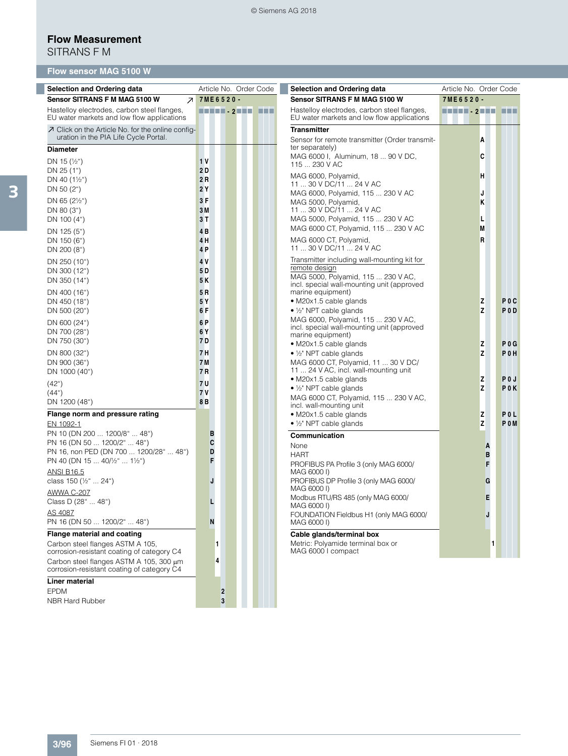# Flow Measurement

SITRANS F M

## Flow sensor MAG 5100 W

| Selection and Ordering data | Article No. | Order Code |
|---|---|---|
| **Sensor SITRANS F M MAG 5100 W** ↗ | **7ME6520-** | |
| Hastelloy electrodes, carbon steel flanges, EU water markets and low flow applications | ■■■■■-2■■■ ■■■ | |
| ↗ Click on the Article No. for the online configuration in the PIA Life Cycle Portal. | | |
| **Diameter** | | |
| DN 15 (½") | 1V | |
| DN 25 (1") | 2D | |
| DN 40 (1½") | 2R | |
| DN 50 (2") | 2Y | |
| DN 65 (2½") | 3F | |
| DN 80 (3") | 3M | |
| DN 100 (4") | 3T | |
| DN 125 (5") | 4B | |
| DN 150 (6") | 4H | |
| DN 200 (8") | 4P | |
| DN 250 (10") | 4V | |
| DN 300 (12") | 5D | |
| DN 350 (14") | 5K | |
| DN 400 (16") | 5R | |
| DN 450 (18") | 5Y | |
| DN 500 (20") | 6F | |
| DN 600 (24") | 6P | |
| DN 700 (28") | 6Y | |
| DN 750 (30") | 7D | |
| DN 800 (32") | 7H | |
| DN 900 (36") | 7M | |
| DN 1000 (40") | 7R | |
| (42") | 7U | |
| (44") | 7V | |
| DN 1200 (48") | 8B | |
| **Flange norm and pressure rating** | | |
| EN 1092-1 | | |
| PN 10 (DN 200 ... 1200/8" ... 48") | B | |
| PN 16 (DN 50 ... 1200/2" ... 48") | C | |
| PN 16, non PED (DN 700 ... 1200/28" ... 48") | D | |
| PN 40 (DN 15 ... 40/½" ... 1½") | F | |
| ANSI B16.5 | | |
| class 150 (½" ... 24") | J | |
| AWWA C-207 | | |
| Class D (28" ... 48") | L | |
| AS 4087 | | |
| PN 16 (DN 50 ... 1200/2" ... 48") | N | |
| **Flange material and coating** | | |
| Carbon steel flanges ASTM A 105, corrosion-resistant coating of category C4 | 1 | |
| Carbon steel flanges ASTM A 105, 300 µm corrosion-resistant coating of category C4 | 4 | |
| **Liner material** | | |
| EPDM | 2 | |
| NBR Hard Rubber | 3 | |

| Selection and Ordering data | Article No. | Order Code |
|---|---|---|
| **Sensor SITRANS F M MAG 5100 W** | **7ME6520-** | |
| Hastelloy electrodes, carbon steel flanges, EU water markets and low flow applications | ■■■■■-2■■■ ■■■ | |
| **Transmitter** | | |
| Sensor for remote transmitter (Order transmitter separately) | A | |
| MAG 6000 I, Aluminum, 18 ... 90 V DC, 115 ... 230 V AC | C | |
| MAG 6000, Polyamid, 11 ... 30 V DC/11 ... 24 V AC | H | |
| MAG 6000, Polyamid, 115 ... 230 V AC | J | |
| MAG 5000, Polyamid, 11 ... 30 V DC/11 ... 24 V AC | K | |
| MAG 5000, Polyamid, 115 ... 230 V AC | L | |
| MAG 6000 CT, Polyamid, 115 ... 230 V AC | M | |
| MAG 6000 CT, Polyamid, 11 ... 30 V DC/11 ... 24 V AC | R | |
| Transmitter including wall-mounting kit for remote design | | |
| MAG 5000, Polyamid, 115 ... 230 V AC, incl. special wall-mounting unit (approved marine equipment) | | |
| • M20x1.5 cable glands | Z | P0C |
| • ½" NPT cable glands | Z | P0D |
| MAG 6000, Polyamid, 115 ... 230 V AC, incl. special wall-mounting unit (approved marine equipment) | | |
| • M20x1.5 cable glands | Z | P0G |
| • ½" NPT cable glands | Z | P0H |
| MAG 6000 CT, Polyamid, 11 ... 30 V DC/ 11 ... 24 V AC, incl. wall-mounting unit | | |
| • M20x1.5 cable glands | Z | P0J |
| • ½" NPT cable glands | Z | P0K |
| MAG 6000 CT, Polyamid, 115 ... 230 V AC, incl. wall-mounting unit | | |
| • M20x1.5 cable glands | Z | P0L |
| • ½" NPT cable glands | Z | P0M |
| **Communication** | | |
| None | A | |
| HART | B | |
| PROFIBUS PA Profile 3 (only MAG 6000/ MAG 6000 I) | F | |
| PROFIBUS DP Profile 3 (only MAG 6000/ MAG 6000 I) | G | |
| Modbus RTU/RS 485 (only MAG 6000/ MAG 6000 I) | E | |
| FOUNDATION Fieldbus H1 (only MAG 6000/ MAG 6000 I) | J | |
| **Cable glands/terminal box** | | |
| Metric: Polyamide terminal box or MAG 6000 I compact | 1 | |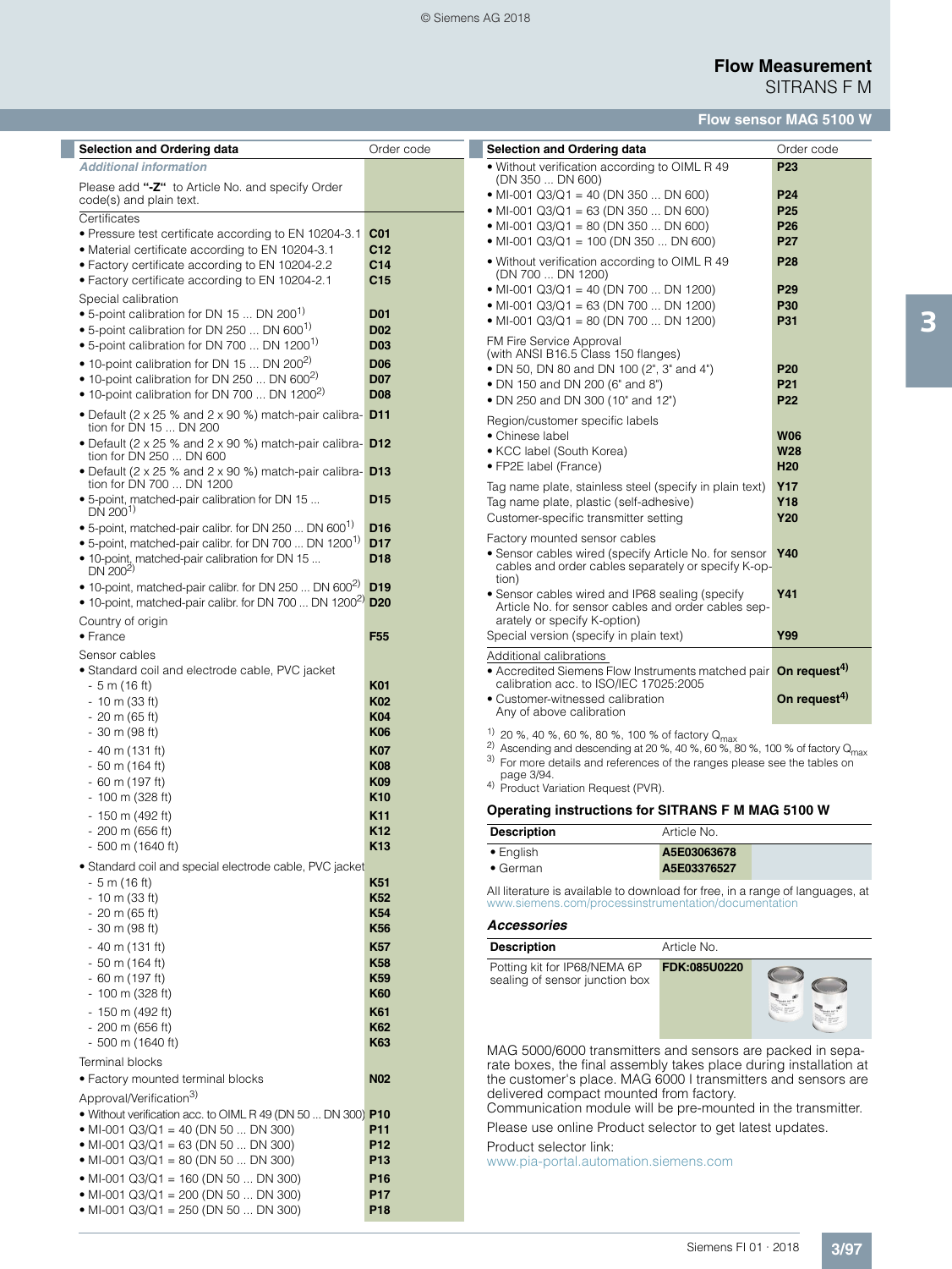## Selection and Ordering data

| Selection and Ordering data | Order code |
|---|---|
| ***Additional information*** | |
| Please add **"-Z"** to Article No. and specify Order code(s) and plain text. | |
| Certificates | |
| • Pressure test certificate according to EN 10204-3.1 | **C01** |
| • Material certificate according to EN 10204-3.1 | **C12** |
| • Factory certificate according to EN 10204-2.2 | **C14** |
| • Factory certificate according to EN 10204-2.1 | **C15** |
| Special calibration | |
| • 5-point calibration for DN 15 ... DN 200[1] | **D01** |
| • 5-point calibration for DN 250 ... DN 600[1] | **D02** |
| • 5-point calibration for DN 700 ... DN 1200[1] | **D03** |
| • 10-point calibration for DN 15 ... DN 200[2] | **D06** |
| • 10-point calibration for DN 250 ... DN 600[2] | **D07** |
| • 10-point calibration for DN 700 ... DN 1200[2] | **D08** |
| • Default (2 x 25 % and 2 x 90 %) match-pair calibration for DN 15 ... DN 200 | **D11** |
| • Default (2 x 25 % and 2 x 90 %) match-pair calibration for DN 250 ... DN 600 | **D12** |
| • Default (2 x 25 % and 2 x 90 %) match-pair calibration for DN 700 ... DN 1200 | **D13** |
| • 5-point, matched-pair calibration for DN 15 ... DN 200[1] | **D15** |
| • 5-point, matched-pair calibr. for DN 250 ... DN 600[1] | **D16** |
| • 5-point, matched-pair calibr. for DN 700 ... DN 1200[1] | **D17** |
| • 10-point, matched-pair calibration for DN 15 ... DN 200[2] | **D18** |
| • 10-point, matched-pair calibr. for DN 250 ... DN 600[2] | **D19** |
| • 10-point, matched-pair calibr. for DN 700 ... DN 1200[2] | **D20** |
| Country of origin | |
| • France | **F55** |
| Sensor cables | |
| • Standard coil and electrode cable, PVC jacket | |
| - 5 m (16 ft) | **K01** |
| - 10 m (33 ft) | **K02** |
| - 20 m (65 ft) | **K04** |
| - 30 m (98 ft) | **K06** |
| - 40 m (131 ft) | **K07** |
| - 50 m (164 ft) | **K08** |
| - 60 m (197 ft) | **K09** |
| - 100 m (328 ft) | **K10** |
| - 150 m (492 ft) | **K11** |
| - 200 m (656 ft) | **K12** |
| - 500 m (1640 ft) | **K13** |
| • Standard coil and special electrode cable, PVC jacket | |
| - 5 m (16 ft) | **K51** |
| - 10 m (33 ft) | **K52** |
| - 20 m (65 ft) | **K54** |
| - 30 m (98 ft) | **K56** |
| - 40 m (131 ft) | **K57** |
| - 50 m (164 ft) | **K58** |
| - 60 m (197 ft) | **K59** |
| - 100 m (328 ft) | **K60** |
| - 150 m (492 ft) | **K61** |
| - 200 m (656 ft) | **K62** |
| - 500 m (1640 ft) | **K63** |
| Terminal blocks | |
| • Factory mounted terminal blocks | **N02** |
| Approval/Verification[3] | |
| • Without verification acc. to OIML R 49 (DN 50 ... DN 300) | **P10** |
| • MI-001 Q3/Q1 = 40 (DN 50 ... DN 300) | **P11** |
| • MI-001 Q3/Q1 = 63 (DN 50 ... DN 300) | **P12** |
| • MI-001 Q3/Q1 = 80 (DN 50 ... DN 300) | **P13** |
| • MI-001 Q3/Q1 = 160 (DN 50 ... DN 300) | **P16** |
| • MI-001 Q3/Q1 = 200 (DN 50 ... DN 300) | **P17** |
| • MI-001 Q3/Q1 = 250 (DN 50 ... DN 300) | **P18** |
| • Without verification according to OIML R 49 (DN 350 ... DN 600) | **P23** |
| • MI-001 Q3/Q1 = 40 (DN 350 ... DN 600) | **P24** |
| • MI-001 Q3/Q1 = 63 (DN 350 ... DN 600) | **P25** |
| • MI-001 Q3/Q1 = 80 (DN 350 ... DN 600) | **P26** |
| • MI-001 Q3/Q1 = 100 (DN 350 ... DN 600) | **P27** |
| • Without verification according to OIML R 49 (DN 700 ... DN 1200) | **P28** |
| • MI-001 Q3/Q1 = 40 (DN 700 ... DN 1200) | **P29** |
| • MI-001 Q3/Q1 = 63 (DN 700 ... DN 1200) | **P30** |
| • MI-001 Q3/Q1 = 80 (DN 700 ... DN 1200) | **P31** |
| FM Fire Service Approval (with ANSI B16.5 Class 150 flanges) | |
| • DN 50, DN 80 and DN 100 (2", 3" and 4") | **P20** |
| • DN 150 and DN 200 (6" and 8") | **P21** |
| • DN 250 and DN 300 (10" and 12") | **P22** |
| Region/customer specific labels | |
| • Chinese label | **W06** |
| • KCC label (South Korea) | **W28** |
| • FP2E label (France) | **H20** |
| Tag name plate, stainless steel (specify in plain text) | **Y17** |
| Tag name plate, plastic (self-adhesive) | **Y18** |
| Customer-specific transmitter setting | **Y20** |
| Factory mounted sensor cables | |
| • Sensor cables wired (specify Article No. for sensor cables and order cables separately or specify K-option) | **Y40** |
| • Sensor cables wired and IP68 sealing (specify Article No. for sensor cables and order cables separately or specify K-option) | **Y41** |
| Special version (specify in plain text) | **Y99** |
| Additional calibrations | |
| • Accredited Siemens Flow Instruments matched pair calibration acc. to ISO/IEC 17025:2005 | **On request[4]** |
| • Customer-witnessed calibration Any of above calibration | **On request[4]** |

[1] 20 %, 40 %, 60 %, 80 %, 100 % of factory $Q_{max}$

[2] Ascending and descending at 20 %, 40 %, 60 %, 80 %, 100 % of factory $Q_{max}$

[3] For more details and references of the ranges please see the tables on page 3/94.

[4] Product Variation Request (PVR).

### Operating instructions for SITRANS F M MAG 5100 W

| Description | Article No. |
|---|---|
| • English | **A5E03063678** |
| • German | **A5E03376527** |

All literature is available to download for free, in a range of languages, at www.siemens.com/processinstrumentation/documentation

### *Accessories*

| Description | Article No. |
|---|---|
| Potting kit for IP68/NEMA 6P sealing of sensor junction box | **FDK:085U0220** |

MAG 5000/6000 transmitters and sensors are packed in separate boxes, the final assembly takes place during installation at the customer's place. MAG 6000 I transmitters and sensors are delivered compact mounted from factory.
Communication module will be pre-mounted in the transmitter.

Please use online Product selector to get latest updates.

Product selector link:
www.pia-portal.automation.siemens.com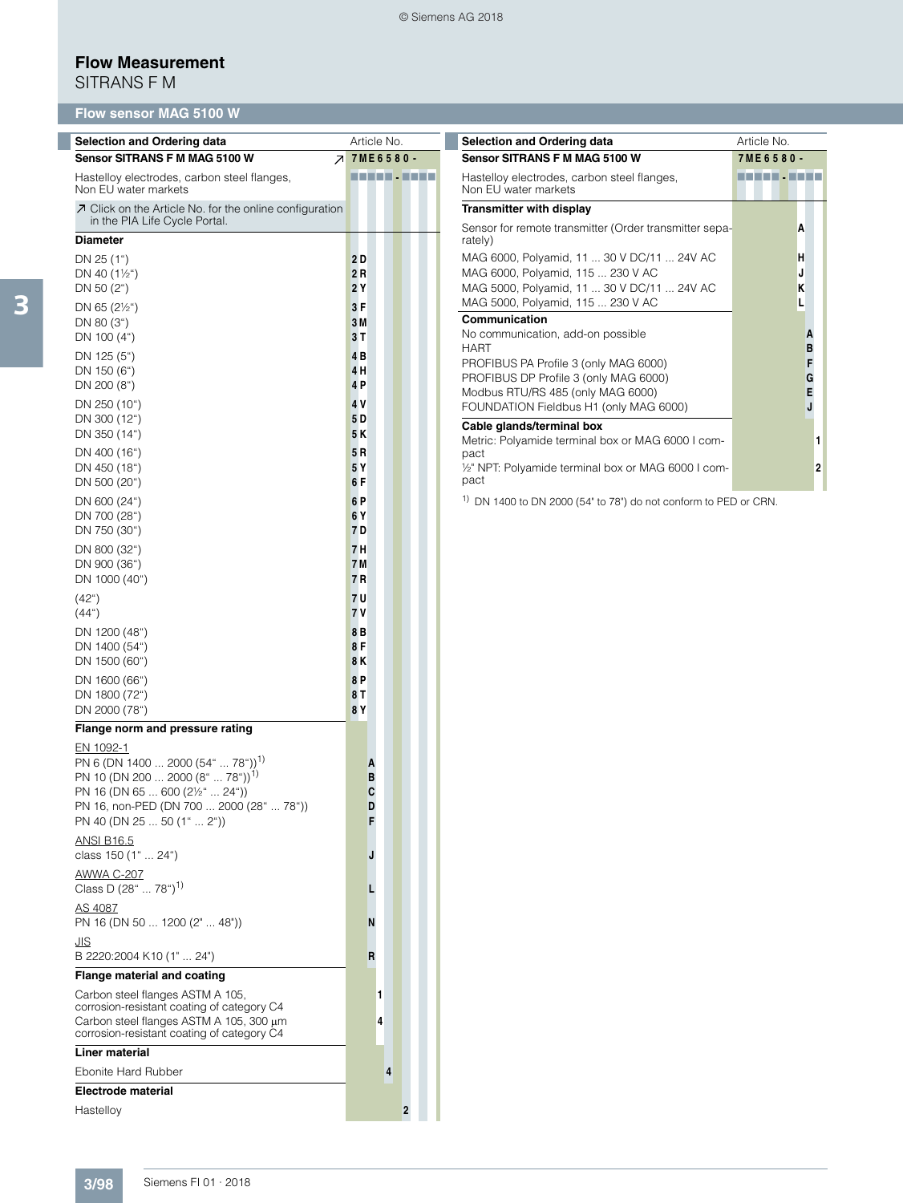# Flow Measurement

SITRANS F M

## Flow sensor MAG 5100 W

| Selection and Ordering data | Article No. |
|---|---|
| **Sensor SITRANS F M MAG 5100 W** ↗ | **7ME6580 -** |
| Hastelloy electrodes, carbon steel flanges, Non EU water markets | ■■■■■ - ■■■■ |
| ↗ Click on the Article No. for the online configuration in the PIA Life Cycle Portal. | |
| **Diameter** | |
| DN 25 (1") | 2D |
| DN 40 (1½") | 2R |
| DN 50 (2") | 2Y |
| DN 65 (2½") | 3F |
| DN 80 (3") | 3M |
| DN 100 (4") | 3T |
| DN 125 (5") | 4B |
| DN 150 (6") | 4H |
| DN 200 (8") | 4P |
| DN 250 (10") | 4V |
| DN 300 (12") | 5D |
| DN 350 (14") | 5K |
| DN 400 (16") | 5R |
| DN 450 (18") | 5Y |
| DN 500 (20") | 6F |
| DN 600 (24") | 6P |
| DN 700 (28") | 6Y |
| DN 750 (30") | 7D |
| DN 800 (32") | 7H |
| DN 900 (36") | 7M |
| DN 1000 (40") | 7R |
| (42") | 7U |
| (44") | 7V |
| DN 1200 (48") | 8B |
| DN 1400 (54") | 8F |
| DN 1500 (60") | 8K |
| DN 1600 (66") | 8P |
| DN 1800 (72") | 8T |
| DN 2000 (78") | 8Y |
| **Flange norm and pressure rating** | |
| EN 1092-1 | |
| PN 6 (DN 1400 ... 2000 (54" ... 78"))[1] | A |
| PN 10 (DN 200 ... 2000 (8" ... 78"))[1] | B |
| PN 16 (DN 65 ... 600 (2½" ... 24")) | C |
| PN 16, non-PED (DN 700 ... 2000 (28" ... 78")) | D |
| PN 40 (DN 25 ... 50 (1" ... 2")) | F |
| ANSI B16.5 | |
| class 150 (1" ... 24") | J |
| AWWA C-207 | |
| Class D (28" ... 78")[1] | L |
| AS 4087 | |
| PN 16 (DN 50 ... 1200 (2" ... 48")) | N |
| JIS | |
| B 2220:2004 K10 (1" ... 24") | R |
| **Flange material and coating** | |
| Carbon steel flanges ASTM A 105, corrosion-resistant coating of category C4 | 1 |
| Carbon steel flanges ASTM A 105, 300 µm corrosion-resistant coating of category C4 | 4 |
| **Liner material** | |
| Ebonite Hard Rubber | 4 |
| **Electrode material** | |
| Hastelloy | 2 |

| Selection and Ordering data | Article No. |
|---|---|
| **Sensor SITRANS F M MAG 5100 W** | **7ME6580 -** |
| Hastelloy electrodes, carbon steel flanges, Non EU water markets | ■■■■■ - ■■■■ |
| **Transmitter with display** | |
| Sensor for remote transmitter (Order transmitter separately) | A |
| MAG 6000, Polyamid, 11 ... 30 V DC/11 ... 24V AC | H |
| MAG 6000, Polyamid, 115 ... 230 V AC | J |
| MAG 5000, Polyamid, 11 ... 30 V DC/11 ... 24V AC | K |
| MAG 5000, Polyamid, 115 ... 230 V AC | L |
| **Communication** | |
| No communication, add-on possible | A |
| HART | B |
| PROFIBUS PA Profile 3 (only MAG 6000) | F |
| PROFIBUS DP Profile 3 (only MAG 6000) | G |
| Modbus RTU/RS 485 (only MAG 6000) | E |
| FOUNDATION Fieldbus H1 (only MAG 6000) | J |
| **Cable glands/terminal box** | |
| Metric: Polyamide terminal box or MAG 6000 I compact | 1 |
| ½" NPT: Polyamide terminal box or MAG 6000 I compact | 2 |

[1] DN 1400 to DN 2000 (54" to 78") do not conform to PED or CRN.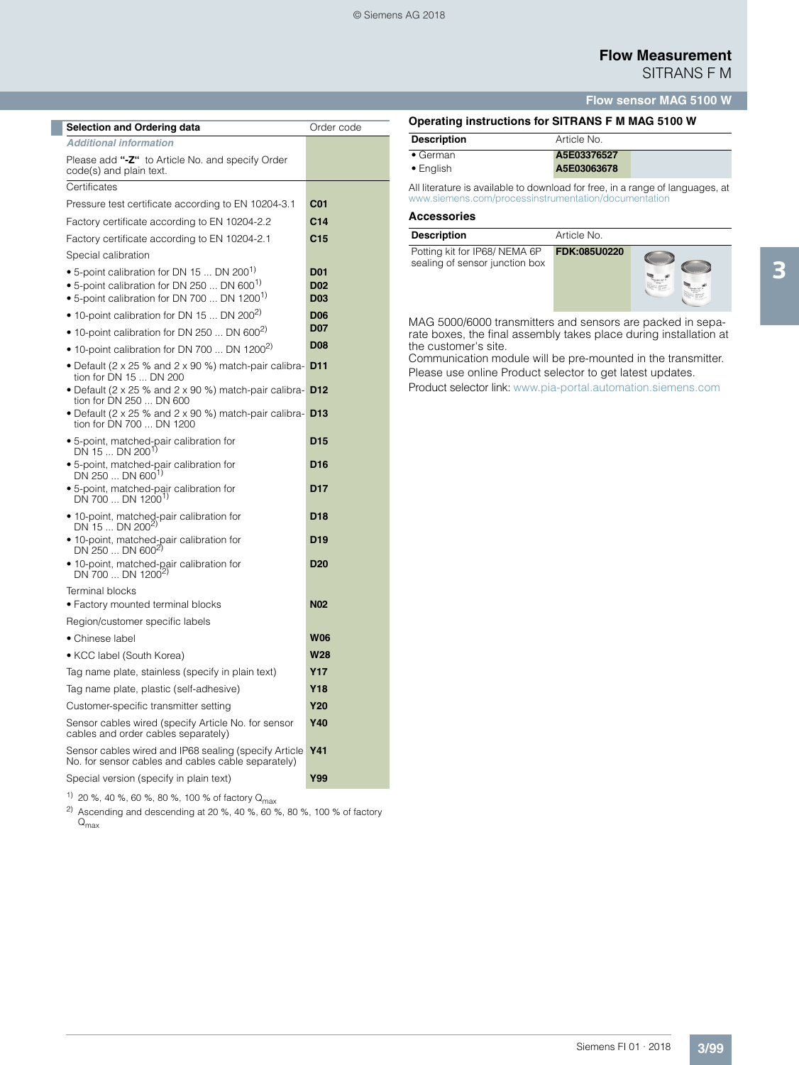| Selection and Ordering data | Order code |
| --- | --- |
| ***Additional information*** | |
| Please add **"-Z"** to Article No. and specify Order code(s) and plain text. | |
| Certificates | |
| Pressure test certificate according to EN 10204-3.1 | **C01** |
| Factory certificate according to EN 10204-2.2 | **C14** |
| Factory certificate according to EN 10204-2.1 | **C15** |
| Special calibration | |
| • 5-point calibration for DN 15 ... DN 200[1] | **D01** |
| • 5-point calibration for DN 250 ... DN 600[1] | **D02** |
| • 5-point calibration for DN 700 ... DN 1200[1] | **D03** |
| • 10-point calibration for DN 15 ... DN 200[2] | **D06** |
| • 10-point calibration for DN 250 ... DN 600[2] | **D07** |
| • 10-point calibration for DN 700 ... DN 1200[2] | **D08** |
| • Default (2 x 25 % and 2 x 90 %) match-pair calibration for DN 15 ... DN 200 | **D11** |
| • Default (2 x 25 % and 2 x 90 %) match-pair calibration for DN 250 ... DN 600 | **D12** |
| • Default (2 x 25 % and 2 x 90 %) match-pair calibration for DN 700 ... DN 1200 | **D13** |
| • 5-point, matched-pair calibration for DN 15 ... DN 200[1] | **D15** |
| • 5-point, matched-pair calibration for DN 250 ... DN 600[1] | **D16** |
| • 5-point, matched-pair calibration for DN 700 ... DN 1200[1] | **D17** |
| • 10-point, matched-pair calibration for DN 15 ... DN 200[2] | **D18** |
| • 10-point, matched-pair calibration for DN 250 ... DN 600[2] | **D19** |
| • 10-point, matched-pair calibration for DN 700 ... DN 1200[2] | **D20** |
| Terminal blocks | |
| • Factory mounted terminal blocks | **N02** |
| Region/customer specific labels | |
| • Chinese label | **W06** |
| • KCC label (South Korea) | **W28** |
| Tag name plate, stainless (specify in plain text) | **Y17** |
| Tag name plate, plastic (self-adhesive) | **Y18** |
| Customer-specific transmitter setting | **Y20** |
| Sensor cables wired (specify Article No. for sensor cables and order cables separately) | **Y40** |
| Sensor cables wired and IP68 sealing (specify Article No. for sensor cables and cables cable separately) | **Y41** |
| Special version (specify in plain text) | **Y99** |

[1] 20 %, 40 %, 60 %, 80 %, 100 % of factory $Q_{max}$

[2] Ascending and descending at 20 %, 40 %, 60 %, 80 %, 100 % of factory $Q_{max}$

### Operating instructions for SITRANS F M MAG 5100 W

| Description | Article No. |
| --- | --- |
| • German | **A5E03376527** |
| • English | **A5E03063678** |

All literature is available to download for free, in a range of languages, at www.siemens.com/processinstrumentation/documentation

### Accessories

| Description | Article No. |
| --- | --- |
| Potting kit for IP68/ NEMA 6P sealing of sensor junction box | **FDK:085U0220** |

MAG 5000/6000 transmitters and sensors are packed in separate boxes, the final assembly takes place during installation at the customer's site.

Communication module will be pre-mounted in the transmitter.

Please use online Product selector to get latest updates.

Product selector link: www.pia-portal.automation.siemens.com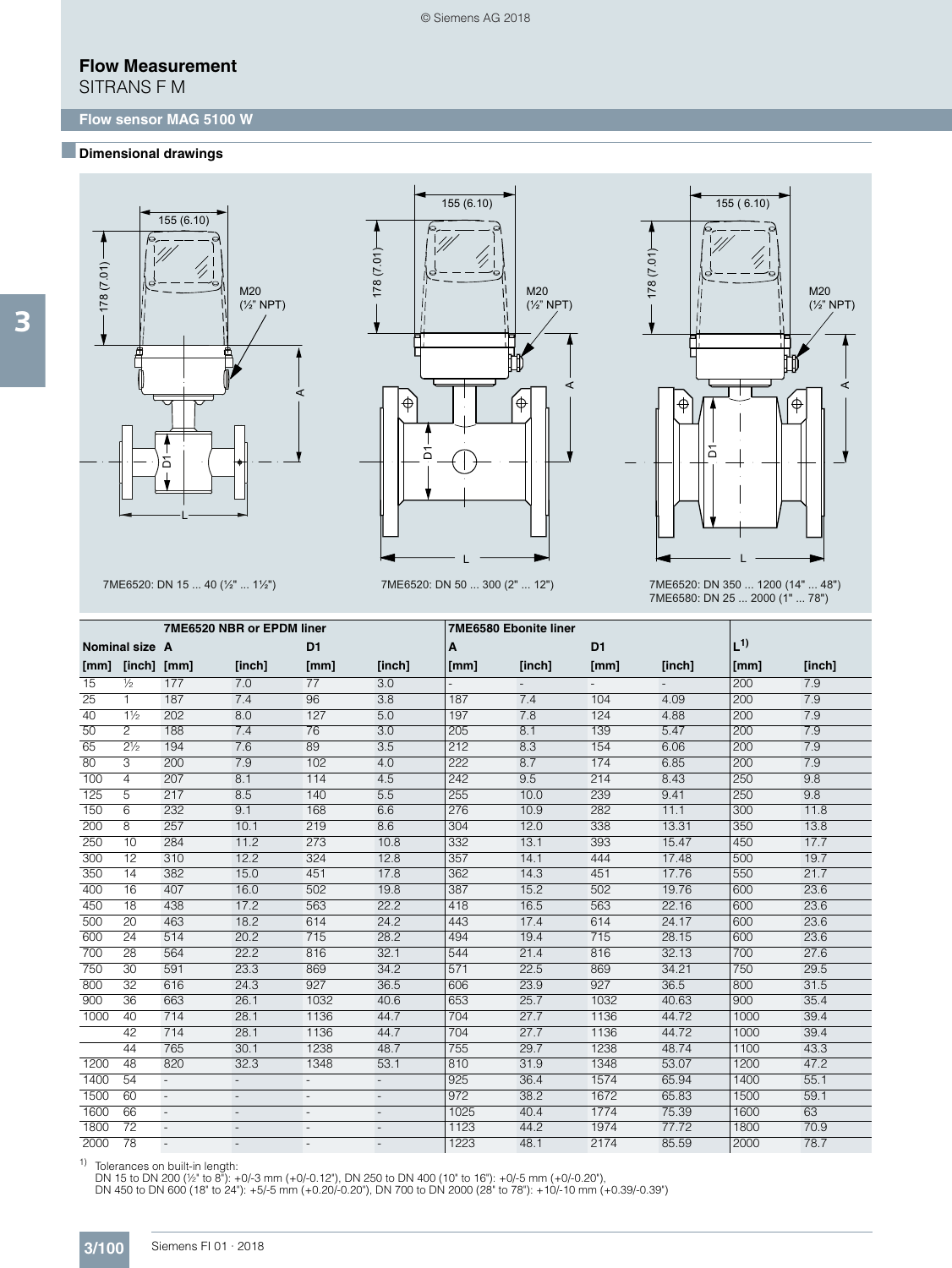## Flow Measurement

SITRANS F M

### Flow sensor MAG 5100 W

#### Dimensional drawings

7ME6520: DN 15 ... 40 (½" ... 1½")

7ME6520: DN 50 ... 300 (2" ... 12")

7ME6520: DN 350 ... 1200 (14" ... 48")
7ME6580: DN 25 ... 2000 (1" ... 78")

| | | 7ME6520 NBR or EPDM liner | | | | 7ME6580 Ebonite liner | | | | | |
|---|---|---|---|---|---|---|---|---|---|---|---|
| Nominal size | | A | | D1 | | A | | D1 | | L[1] | |
| [mm] | [inch] | [mm] | [inch] | [mm] | [inch] | [mm] | [inch] | [mm] | [inch] | [mm] | [inch] |
| 15 | ½ | 177 | 7.0 | 77 | 3.0 | - | - | - | - | 200 | 7.9 |
| 25 | 1 | 187 | 7.4 | 96 | 3.8 | 187 | 7.4 | 104 | 4.09 | 200 | 7.9 |
| 40 | 1½ | 202 | 8.0 | 127 | 5.0 | 197 | 7.8 | 124 | 4.88 | 200 | 7.9 |
| 50 | 2 | 188 | 7.4 | 76 | 3.0 | 205 | 8.1 | 139 | 5.47 | 200 | 7.9 |
| 65 | 2½ | 194 | 7.6 | 89 | 3.5 | 212 | 8.3 | 154 | 6.06 | 200 | 7.9 |
| 80 | 3 | 200 | 7.9 | 102 | 4.0 | 222 | 8.7 | 174 | 6.85 | 200 | 7.9 |
| 100 | 4 | 207 | 8.1 | 114 | 4.5 | 242 | 9.5 | 214 | 8.43 | 250 | 9.8 |
| 125 | 5 | 217 | 8.5 | 140 | 5.5 | 255 | 10.0 | 239 | 9.41 | 250 | 9.8 |
| 150 | 6 | 232 | 9.1 | 168 | 6.6 | 276 | 10.9 | 282 | 11.1 | 300 | 11.8 |
| 200 | 8 | 257 | 10.1 | 219 | 8.6 | 304 | 12.0 | 338 | 13.31 | 350 | 13.8 |
| 250 | 10 | 284 | 11.2 | 273 | 10.8 | 332 | 13.1 | 393 | 15.47 | 450 | 17.7 |
| 300 | 12 | 310 | 12.2 | 324 | 12.8 | 357 | 14.1 | 444 | 17.48 | 500 | 19.7 |
| 350 | 14 | 382 | 15.0 | 451 | 17.8 | 362 | 14.3 | 451 | 17.76 | 550 | 21.7 |
| 400 | 16 | 407 | 16.0 | 502 | 19.8 | 387 | 15.2 | 502 | 19.76 | 600 | 23.6 |
| 450 | 18 | 438 | 17.2 | 563 | 22.2 | 418 | 16.5 | 563 | 22.16 | 600 | 23.6 |
| 500 | 20 | 463 | 18.2 | 614 | 24.2 | 443 | 17.4 | 614 | 24.17 | 600 | 23.6 |
| 600 | 24 | 514 | 20.2 | 715 | 28.2 | 494 | 19.4 | 715 | 28.15 | 600 | 23.6 |
| 700 | 28 | 564 | 22.2 | 816 | 32.1 | 544 | 21.4 | 816 | 32.13 | 700 | 27.6 |
| 750 | 30 | 591 | 23.3 | 869 | 34.2 | 571 | 22.5 | 869 | 34.21 | 750 | 29.5 |
| 800 | 32 | 616 | 24.3 | 927 | 36.5 | 606 | 23.9 | 927 | 36.5 | 800 | 31.5 |
| 900 | 36 | 663 | 26.1 | 1032 | 40.6 | 653 | 25.7 | 1032 | 40.63 | 900 | 35.4 |
| 1000 | 40 | 714 | 28.1 | 1136 | 44.7 | 704 | 27.7 | 1136 | 44.72 | 1000 | 39.4 |
| | 42 | 714 | 28.1 | 1136 | 44.7 | 704 | 27.7 | 1136 | 44.72 | 1000 | 39.4 |
| | 44 | 765 | 30.1 | 1238 | 48.7 | 755 | 29.7 | 1238 | 48.74 | 1100 | 43.3 |
| 1200 | 48 | 820 | 32.3 | 1348 | 53.1 | 810 | 31.9 | 1348 | 53.07 | 1200 | 47.2 |
| 1400 | 54 | - | - | - | - | 925 | 36.4 | 1574 | 65.94 | 1400 | 55.1 |
| 1500 | 60 | - | - | - | - | 972 | 38.2 | 1672 | 65.83 | 1500 | 59.1 |
| 1600 | 66 | - | - | - | - | 1025 | 40.4 | 1774 | 75.39 | 1600 | 63 |
| 1800 | 72 | - | - | - | - | 1123 | 44.2 | 1974 | 77.72 | 1800 | 70.9 |
| 2000 | 78 | - | - | - | - | 1223 | 48.1 | 2174 | 85.59 | 2000 | 78.7 |

[1] Tolerances on built-in length:
DN 15 to DN 200 (½" to 8"): +0/-3 mm (+0/-0.12"), DN 250 to DN 400 (10" to 16"): +0/-5 mm (+0/-0.20"),
DN 450 to DN 600 (18" to 24"): +5/-5 mm (+0.20/-0.20"), DN 700 to DN 2000 (28" to 78"): +10/-10 mm (+0.39/-0.39")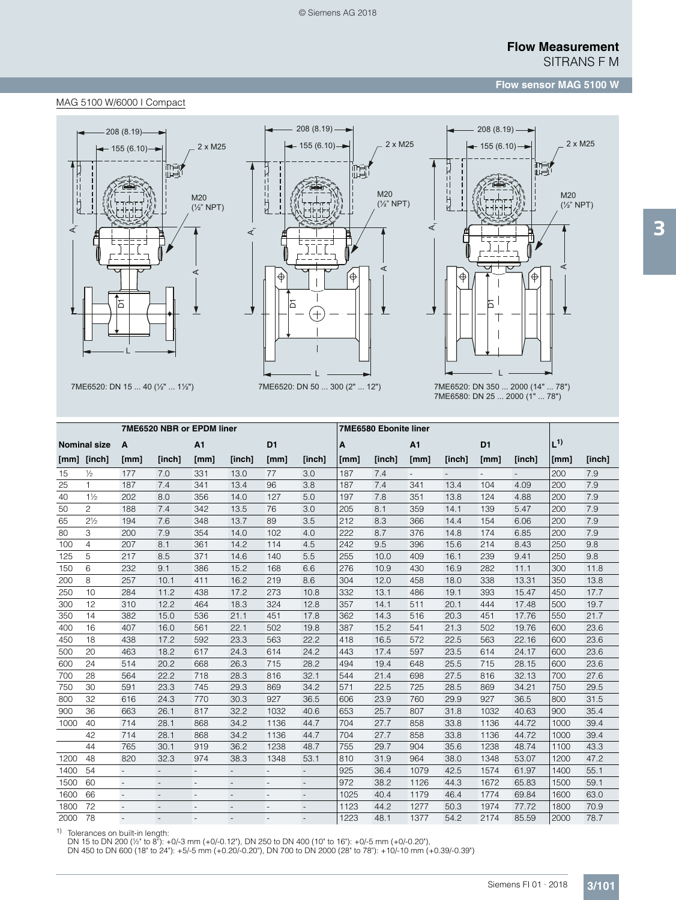## MAG 5100 W/6000 I Compact

7ME6520: DN 15 ... 40 (½" ... 1½")

7ME6520: DN 50 ... 300 (2" ... 12")

7ME6520: DN 350 ... 2000 (14" ... 78")
7ME6580: DN 25 ... 2000 (1" ... 78")

| | | 7ME6520 NBR or EPDM liner | | | | | | 7ME6580 Ebonite liner | | | | | | | |
|---|---|---|---|---|---|---|---|---|---|---|---|---|---|---|---|
| Nominal size | | A | | A1 | | D1 | | A | | A1 | | D1 | | L[1] | |
| [mm] | [inch] | [mm] | [inch] | [mm] | [inch] | [mm] | [inch] | [mm] | [inch] | [mm] | [inch] | [mm] | [inch] | [mm] | [inch] |
| 15 | ½ | 177 | 7.0 | 331 | 13.0 | 77 | 3.0 | 187 | 7.4 | - | - | - | - | 200 | 7.9 |
| 25 | 1 | 187 | 7.4 | 341 | 13.4 | 96 | 3.8 | 187 | 7.4 | 341 | 13.4 | 104 | 4.09 | 200 | 7.9 |
| 40 | 1½ | 202 | 8.0 | 356 | 14.0 | 127 | 5.0 | 197 | 7.8 | 351 | 13.8 | 124 | 4.88 | 200 | 7.9 |
| 50 | 2 | 188 | 7.4 | 342 | 13.5 | 76 | 3.0 | 205 | 8.1 | 359 | 14.1 | 139 | 5.47 | 200 | 7.9 |
| 65 | 2½ | 194 | 7.6 | 348 | 13.7 | 89 | 3.5 | 212 | 8.3 | 366 | 14.4 | 154 | 6.06 | 200 | 7.9 |
| 80 | 3 | 200 | 7.9 | 354 | 14.0 | 102 | 4.0 | 222 | 8.7 | 376 | 14.8 | 174 | 6.85 | 200 | 7.9 |
| 100 | 4 | 207 | 8.1 | 361 | 14.2 | 114 | 4.5 | 242 | 9.5 | 396 | 15.6 | 214 | 8.43 | 250 | 9.8 |
| 125 | 5 | 217 | 8.5 | 371 | 14.6 | 140 | 5.5 | 255 | 10.0 | 409 | 16.1 | 239 | 9.41 | 250 | 9.8 |
| 150 | 6 | 232 | 9.1 | 386 | 15.2 | 168 | 6.6 | 276 | 10.9 | 430 | 16.9 | 282 | 11.1 | 300 | 11.8 |
| 200 | 8 | 257 | 10.1 | 411 | 16.2 | 219 | 8.6 | 304 | 12.0 | 458 | 18.0 | 338 | 13.31 | 350 | 13.8 |
| 250 | 10 | 284 | 11.2 | 438 | 17.2 | 273 | 10.8 | 332 | 13.1 | 486 | 19.1 | 393 | 15.47 | 450 | 17.7 |
| 300 | 12 | 310 | 12.2 | 464 | 18.3 | 324 | 12.8 | 357 | 14.1 | 511 | 20.1 | 444 | 17.48 | 500 | 19.7 |
| 350 | 14 | 382 | 15.0 | 536 | 21.1 | 451 | 17.8 | 362 | 14.3 | 516 | 20.3 | 451 | 17.76 | 550 | 21.7 |
| 400 | 16 | 407 | 16.0 | 561 | 22.1 | 502 | 19.8 | 387 | 15.2 | 541 | 21.3 | 502 | 19.76 | 600 | 23.6 |
| 450 | 18 | 438 | 17.2 | 592 | 23.3 | 563 | 22.2 | 418 | 16.5 | 572 | 22.5 | 563 | 22.16 | 600 | 23.6 |
| 500 | 20 | 463 | 18.2 | 617 | 24.3 | 614 | 24.2 | 443 | 17.4 | 597 | 23.5 | 614 | 24.17 | 600 | 23.6 |
| 600 | 24 | 514 | 20.2 | 668 | 26.3 | 715 | 28.2 | 494 | 19.4 | 648 | 25.5 | 715 | 28.15 | 600 | 23.6 |
| 700 | 28 | 564 | 22.2 | 718 | 28.3 | 816 | 32.1 | 544 | 21.4 | 698 | 27.5 | 816 | 32.13 | 700 | 27.6 |
| 750 | 30 | 591 | 23.3 | 745 | 29.3 | 869 | 34.2 | 571 | 22.5 | 725 | 28.5 | 869 | 34.21 | 750 | 29.5 |
| 800 | 32 | 616 | 24.3 | 770 | 30.3 | 927 | 36.5 | 606 | 23.9 | 760 | 29.9 | 927 | 36.5 | 800 | 31.5 |
| 900 | 36 | 663 | 26.1 | 817 | 32.2 | 1032 | 40.6 | 653 | 25.7 | 807 | 31.8 | 1032 | 40.63 | 900 | 35.4 |
| 1000 | 40 | 714 | 28.1 | 868 | 34.2 | 1136 | 44.7 | 704 | 27.7 | 858 | 33.8 | 1136 | 44.72 | 1000 | 39.4 |
| | 42 | 714 | 28.1 | 868 | 34.2 | 1136 | 44.7 | 704 | 27.7 | 858 | 33.8 | 1136 | 44.72 | 1000 | 39.4 |
| | 44 | 765 | 30.1 | 919 | 36.2 | 1238 | 48.7 | 755 | 29.7 | 904 | 35.6 | 1238 | 48.74 | 1100 | 43.3 |
| 1200 | 48 | 820 | 32.3 | 974 | 38.3 | 1348 | 53.1 | 810 | 31.9 | 964 | 38.0 | 1348 | 53.07 | 1200 | 47.2 |
| 1400 | 54 | - | - | - | - | - | - | 925 | 36.4 | 1079 | 42.5 | 1574 | 61.97 | 1400 | 55.1 |
| 1500 | 60 | - | - | - | - | - | - | 972 | 38.2 | 1126 | 44.3 | 1672 | 65.83 | 1500 | 59.1 |
| 1600 | 66 | - | - | - | - | - | - | 1025 | 40.4 | 1179 | 46.4 | 1774 | 69.84 | 1600 | 63.0 |
| 1800 | 72 | - | - | - | - | - | - | 1123 | 44.2 | 1277 | 50.3 | 1974 | 77.72 | 1800 | 70.9 |
| 2000 | 78 | - | - | - | - | - | - | 1223 | 48.1 | 1377 | 54.2 | 2174 | 85.59 | 2000 | 78.7 |

[1] Tolerances on built-in length:
DN 15 to DN 200 (½" to 8"): +0/-3 mm (+0/-0.12"), DN 250 to DN 400 (10" to 16"): +0/-5 mm (+0/-0.20"),
DN 450 to DN 600 (18" to 24"): +5/-5 mm (+0.20/-0.20"), DN 700 to DN 2000 (28" to 78"): +10/-10 mm (+0.39/-0.39")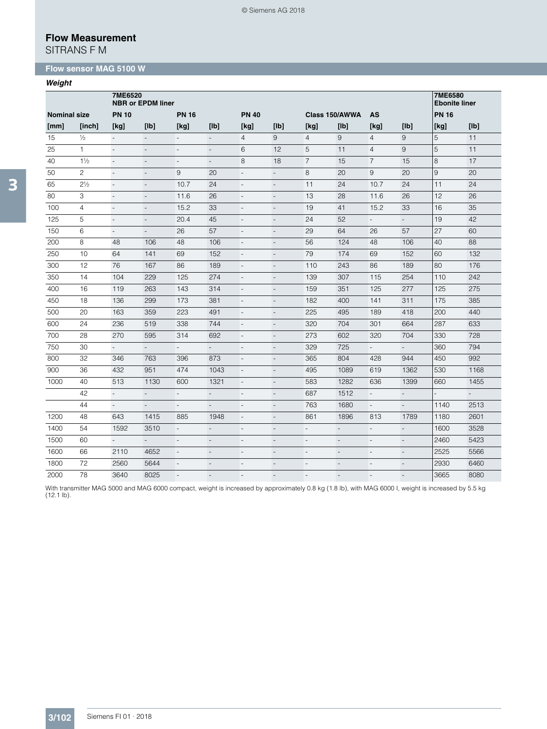# Flow Measurement

SITRANS F M

## Flow sensor MAG 5100 W

***Weight***

| | | 7ME6520 NBR or EPDM liner | | | | | | | | | | 7ME6580 Ebonite liner | |
|---|---|---|---|---|---|---|---|---|---|---|---|---|---|
| **Nominal size** | | **PN 10** | | **PN 16** | | **PN 40** | | **Class 150/AWWA** | | **AS** | | **PN 16** | |
| **[mm]** | **[inch]** | **[kg]** | **[lb]** | **[kg]** | **[lb]** | **[kg]** | **[lb]** | **[kg]** | **[lb]** | **[kg]** | **[lb]** | **[kg]** | **[lb]** |
| 15 | ½ | - | - | - | - | 4 | 9 | 4 | 9 | 4 | 9 | 5 | 11 |
| 25 | 1 | - | - | - | - | 6 | 12 | 5 | 11 | 4 | 9 | 5 | 11 |
| 40 | 1½ | - | - | - | - | 8 | 18 | 7 | 15 | 7 | 15 | 8 | 17 |
| 50 | 2 | - | - | 9 | 20 | - | - | 8 | 20 | 9 | 20 | 9 | 20 |
| 65 | 2½ | - | - | 10.7 | 24 | - | - | 11 | 24 | 10.7 | 24 | 11 | 24 |
| 80 | 3 | - | - | 11.6 | 26 | - | - | 13 | 28 | 11.6 | 26 | 12 | 26 |
| 100 | 4 | - | - | 15.2 | 33 | - | - | 19 | 41 | 15.2 | 33 | 16 | 35 |
| 125 | 5 | - | - | 20.4 | 45 | - | - | 24 | 52 | - | - | 19 | 42 |
| 150 | 6 | - | - | 26 | 57 | - | - | 29 | 64 | 26 | 57 | 27 | 60 |
| 200 | 8 | 48 | 106 | 48 | 106 | - | - | 56 | 124 | 48 | 106 | 40 | 88 |
| 250 | 10 | 64 | 141 | 69 | 152 | - | - | 79 | 174 | 69 | 152 | 60 | 132 |
| 300 | 12 | 76 | 167 | 86 | 189 | - | - | 110 | 243 | 86 | 189 | 80 | 176 |
| 350 | 14 | 104 | 229 | 125 | 274 | - | - | 139 | 307 | 115 | 254 | 110 | 242 |
| 400 | 16 | 119 | 263 | 143 | 314 | - | - | 159 | 351 | 125 | 277 | 125 | 275 |
| 450 | 18 | 136 | 299 | 173 | 381 | - | - | 182 | 400 | 141 | 311 | 175 | 385 |
| 500 | 20 | 163 | 359 | 223 | 491 | - | - | 225 | 495 | 189 | 418 | 200 | 440 |
| 600 | 24 | 236 | 519 | 338 | 744 | - | - | 320 | 704 | 301 | 664 | 287 | 633 |
| 700 | 28 | 270 | 595 | 314 | 692 | - | - | 273 | 602 | 320 | 704 | 330 | 728 |
| 750 | 30 | - | - | - | - | - | - | 329 | 725 | - | - | 360 | 794 |
| 800 | 32 | 346 | 763 | 396 | 873 | - | - | 365 | 804 | 428 | 944 | 450 | 992 |
| 900 | 36 | 432 | 951 | 474 | 1043 | - | - | 495 | 1089 | 619 | 1362 | 530 | 1168 |
| 1000 | 40 | 513 | 1130 | 600 | 1321 | - | - | 583 | 1282 | 636 | 1399 | 660 | 1455 |
| | 42 | - | - | - | - | - | - | 687 | 1512 | - | - | - | - |
| | 44 | - | - | - | - | - | - | 763 | 1680 | - | - | 1140 | 2513 |
| 1200 | 48 | 643 | 1415 | 885 | 1948 | - | - | 861 | 1896 | 813 | 1789 | 1180 | 2601 |
| 1400 | 54 | 1592 | 3510 | - | - | - | - | - | - | - | - | 1600 | 3528 |
| 1500 | 60 | - | - | - | - | - | - | - | - | - | - | 2460 | 5423 |
| 1600 | 66 | 2110 | 4652 | - | - | - | - | - | - | - | - | 2525 | 5566 |
| 1800 | 72 | 2560 | 5644 | - | - | - | - | - | - | - | - | 2930 | 6460 |
| 2000 | 78 | 3640 | 8025 | - | - | - | - | - | - | - | - | 3665 | 8080 |

With transmitter MAG 5000 and MAG 6000 compact, weight is increased by approximately 0.8 kg (1.8 lb), with MAG 6000 I, weight is increased by 5.5 kg (12.1 lb).